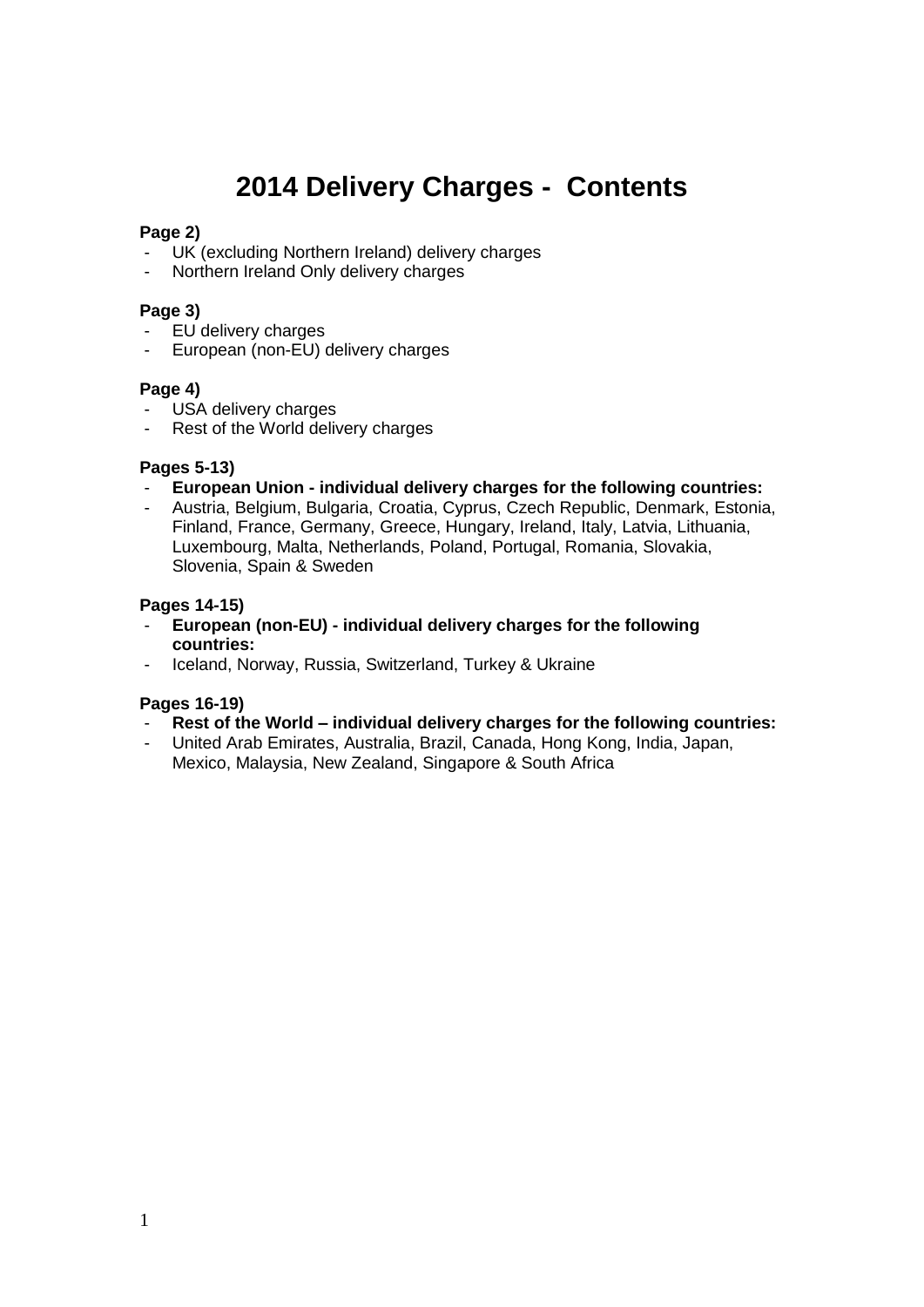# 2014 Delivery Charges - Contents

**Page 2)**

- UK (excluding Northern Ireland) delivery charges
- Northern Ireland Only delivery charges

**Page 3)**

- EU delivery charges
- European (non-EU) delivery charges

**Page 4)**

- USA delivery charges
- Rest of the World delivery charges

**Pages 5-13)**

- **European Union - individual delivery charges for the following countries:**
- Austria, Belgium, Bulgaria, Croatia, Cyprus, Czech Republic, Denmark, Estonia, Finland, France, Germany, Greece, Hungary, Ireland, Italy, Latvia, Lithuania, Luxembourg, Malta, Netherlands, Poland, Portugal, Romania, Slovakia, Slovenia, Spain & Sweden

**Pages 14-15)**

- **European (non-EU) - individual delivery charges for the following countries:**
- Iceland, Norway, Russia, Switzerland, Turkey & Ukraine

**Pages 16-19)**

- **Rest of the World – individual delivery charges for the following countries:**
- United Arab Emirates, Australia, Brazil, Canada, Hong Kong, India, Japan, Mexico, Malaysia, New Zealand, Singapore & South Africa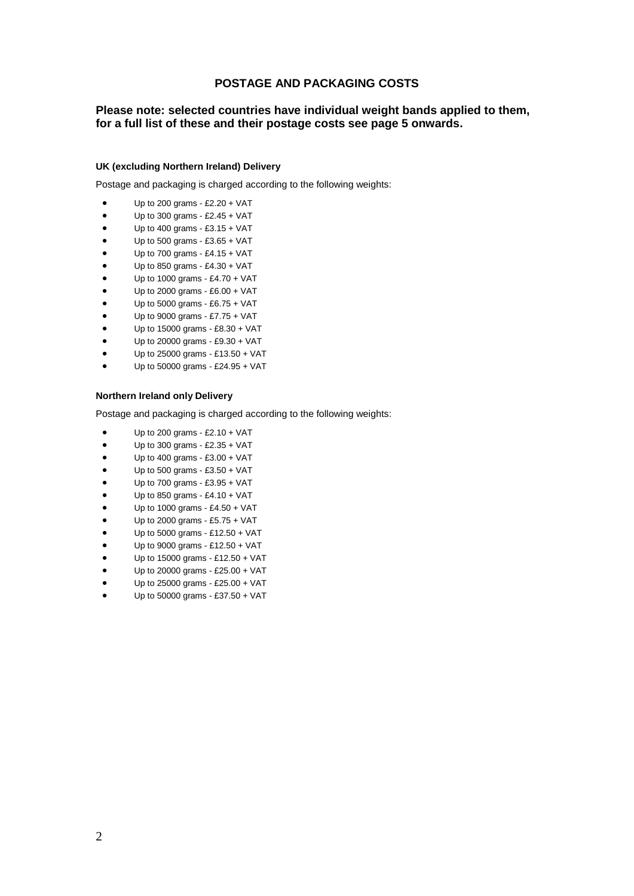# POSTAGE AND PACKAGING COSTS

**Please note: selected countries have individual weight bands applied to them, for a full list of these and their postage costs see page 5 onwards.**

### UK (excluding Northern Ireland) Delivery

Postage and packaging is charged according to the following weights:

- Up to 200 grams - £2.20 + VAT
- Up to 300 grams - £2.45 + VAT
- Up to 400 grams - £3.15 + VAT
- Up to 500 grams - £3.65 + VAT
- Up to 700 grams - £4.15 + VAT
- Up to 850 grams - £4.30 + VAT
- Up to 1000 grams - £4.70 + VAT
- Up to 2000 grams - £6.00 + VAT
- Up to 5000 grams - £6.75 + VAT
- Up to 9000 grams - £7.75 + VAT
- Up to 15000 grams - £8.30 + VAT
- Up to 20000 grams - £9.30 + VAT
- Up to 25000 grams - £13.50 + VAT
- Up to 50000 grams - £24.95 + VAT

### Northern Ireland only Delivery

Postage and packaging is charged according to the following weights:

- Up to 200 grams - £2.10 + VAT
- Up to 300 grams - £2.35 + VAT
- Up to 400 grams - £3.00 + VAT
- Up to 500 grams - £3.50 + VAT
- Up to 700 grams - £3.95 + VAT
- Up to 850 grams - £4.10 + VAT
- Up to 1000 grams - £4.50 + VAT
- Up to 2000 grams - £5.75 + VAT
- Up to 5000 grams - £12.50 + VAT
- Up to 9000 grams - £12.50 + VAT
- Up to 15000 grams - £12.50 + VAT
- Up to 20000 grams - £25.00 + VAT
- Up to 25000 grams - £25.00 + VAT
- Up to 50000 grams - £37.50 + VAT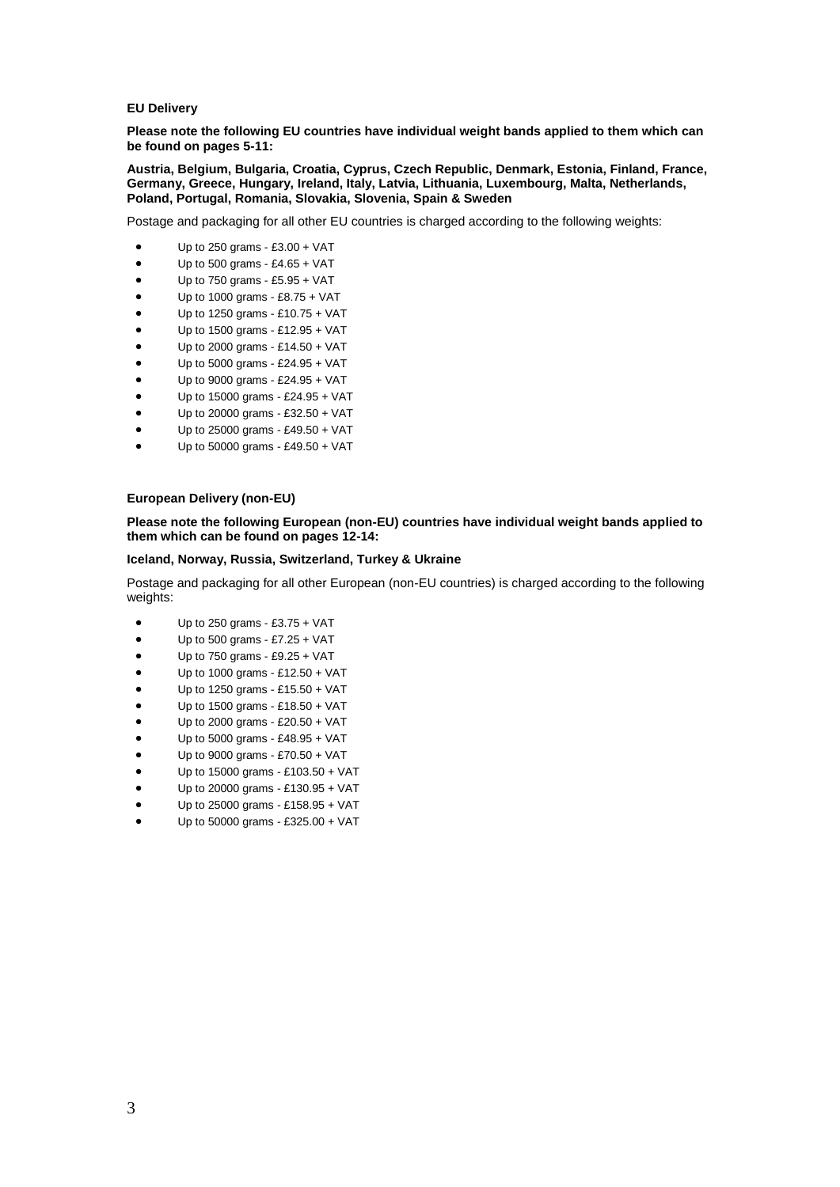**EU Delivery**

**Please note the following EU countries have individual weight bands applied to them which can be found on pages 5-11:**

**Austria, Belgium, Bulgaria, Croatia, Cyprus, Czech Republic, Denmark, Estonia, Finland, France, Germany, Greece, Hungary, Ireland, Italy, Latvia, Lithuania, Luxembourg, Malta, Netherlands, Poland, Portugal, Romania, Slovakia, Slovenia, Spain & Sweden**

Postage and packaging for all other EU countries is charged according to the following weights:

- Up to 250 grams - £3.00 + VAT
- Up to 500 grams - £4.65 + VAT
- Up to 750 grams - £5.95 + VAT
- Up to 1000 grams - £8.75 + VAT
- Up to 1250 grams - £10.75 + VAT
- Up to 1500 grams - £12.95 + VAT
- Up to 2000 grams - £14.50 + VAT
- Up to 5000 grams - £24.95 + VAT
- Up to 9000 grams - £24.95 + VAT
- Up to 15000 grams - £24.95 + VAT
- Up to 20000 grams - £32.50 + VAT
- Up to 25000 grams - £49.50 + VAT
- Up to 50000 grams - £49.50 + VAT

**European Delivery (non-EU)**

**Please note the following European (non-EU) countries have individual weight bands applied to them which can be found on pages 12-14:**

**Iceland, Norway, Russia, Switzerland, Turkey & Ukraine**

Postage and packaging for all other European (non-EU countries) is charged according to the following weights:

- Up to 250 grams - £3.75 + VAT
- Up to 500 grams - £7.25 + VAT
- Up to 750 grams - £9.25 + VAT
- Up to 1000 grams - £12.50 + VAT
- Up to 1250 grams - £15.50 + VAT
- Up to 1500 grams - £18.50 + VAT
- Up to 2000 grams - £20.50 + VAT
- Up to 5000 grams - £48.95 + VAT
- Up to 9000 grams - £70.50 + VAT
- Up to 15000 grams - £103.50 + VAT
- Up to 20000 grams - £130.95 + VAT
- Up to 25000 grams - £158.95 + VAT
- Up to 50000 grams - £325.00 + VAT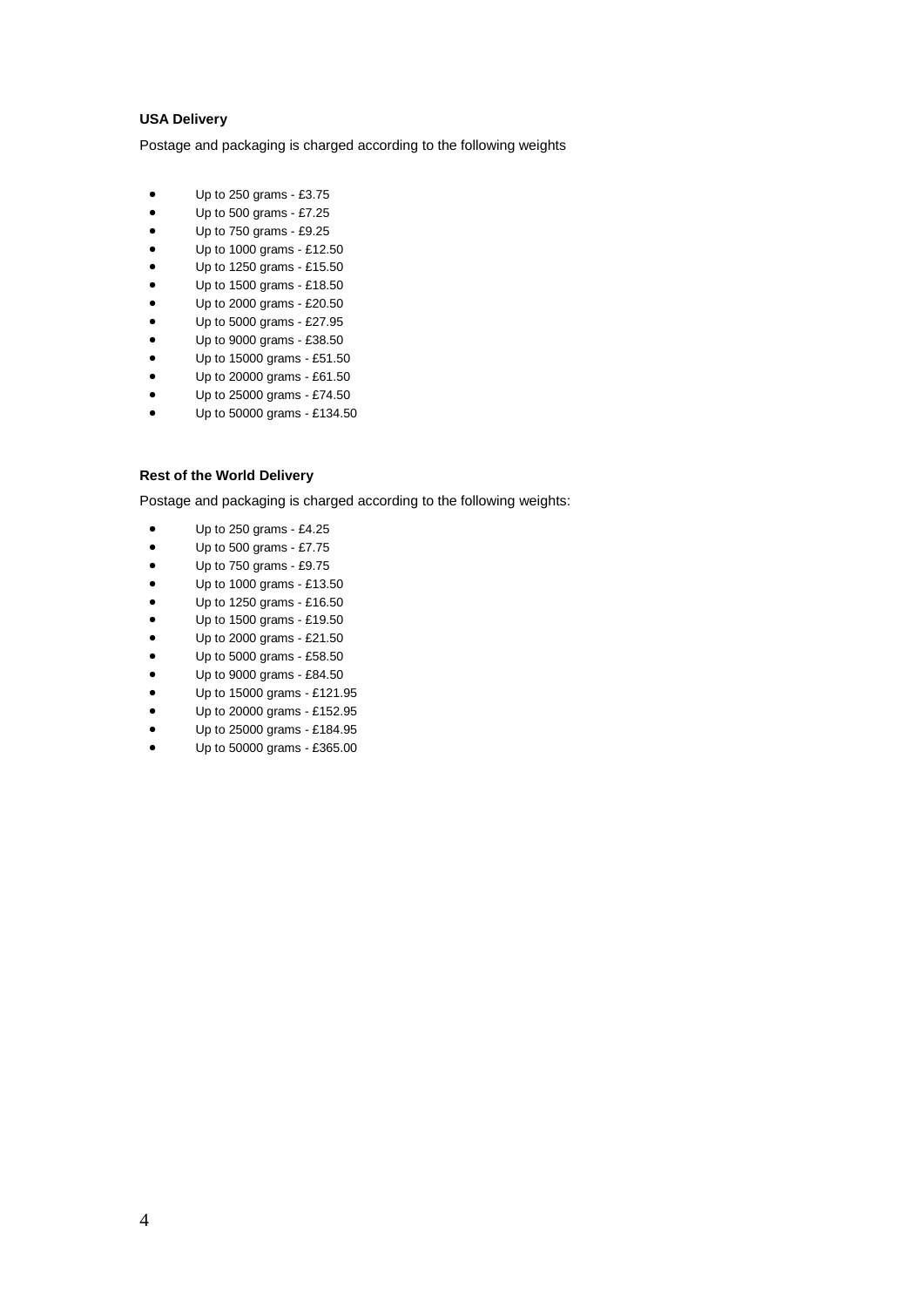**USA Delivery**

Postage and packaging is charged according to the following weights

- Up to 250 grams - £3.75
- Up to 500 grams - £7.25
- Up to 750 grams - £9.25
- Up to 1000 grams - £12.50
- Up to 1250 grams - £15.50
- Up to 1500 grams - £18.50
- Up to 2000 grams - £20.50
- Up to 5000 grams - £27.95
- Up to 9000 grams - £38.50
- Up to 15000 grams - £51.50
- Up to 20000 grams - £61.50
- Up to 25000 grams - £74.50
- Up to 50000 grams - £134.50

**Rest of the World Delivery**

Postage and packaging is charged according to the following weights:

- Up to 250 grams - £4.25
- Up to 500 grams - £7.75
- Up to 750 grams - £9.75
- Up to 1000 grams - £13.50
- Up to 1250 grams - £16.50
- Up to 1500 grams - £19.50
- Up to 2000 grams - £21.50
- Up to 5000 grams - £58.50
- Up to 9000 grams - £84.50
- Up to 15000 grams - £121.95
- Up to 20000 grams - £152.95
- Up to 25000 grams - £184.95
- Up to 50000 grams - £365.00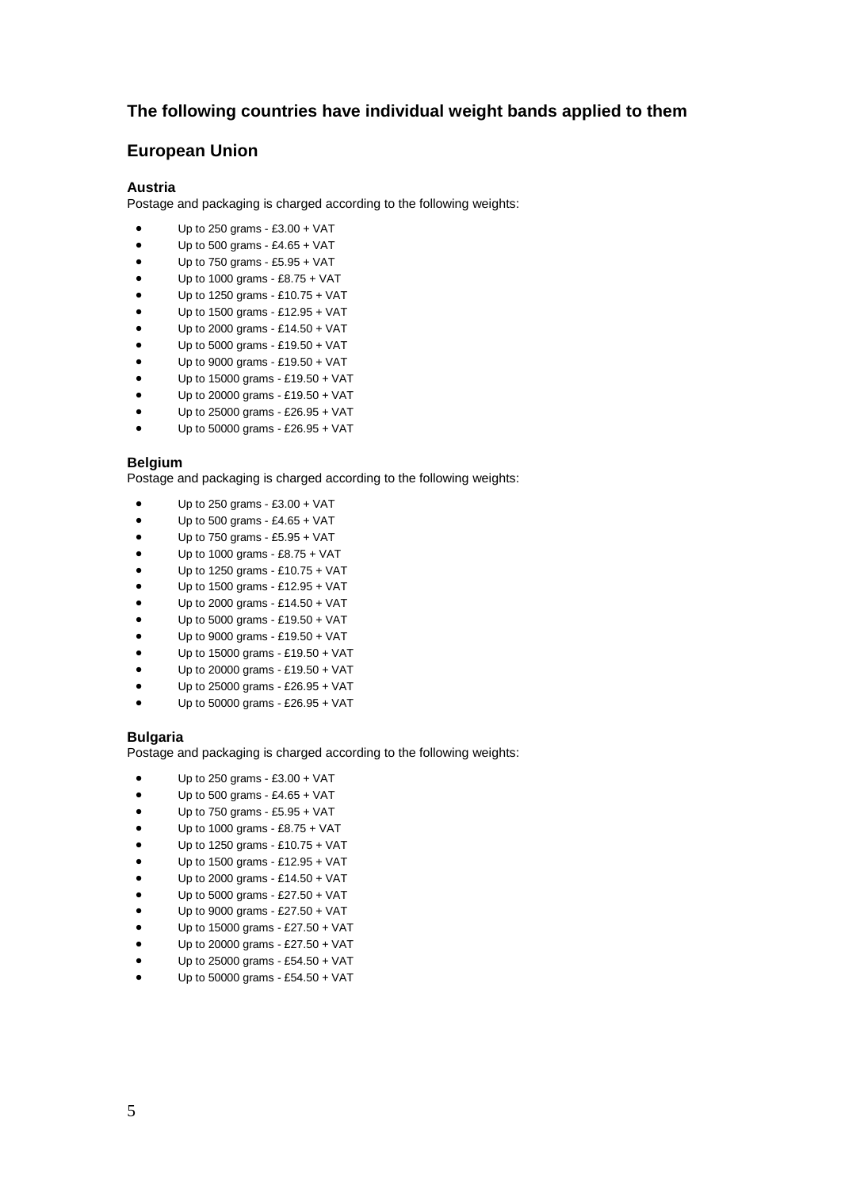## The following countries have individual weight bands applied to them

## European Union

### Austria

Postage and packaging is charged according to the following weights:

- Up to 250 grams - £3.00 + VAT
- Up to 500 grams - £4.65 + VAT
- Up to 750 grams - £5.95 + VAT
- Up to 1000 grams - £8.75 + VAT
- Up to 1250 grams - £10.75 + VAT
- Up to 1500 grams - £12.95 + VAT
- Up to 2000 grams - £14.50 + VAT
- Up to 5000 grams - £19.50 + VAT
- Up to 9000 grams - £19.50 + VAT
- Up to 15000 grams - £19.50 + VAT
- Up to 20000 grams - £19.50 + VAT
- Up to 25000 grams - £26.95 + VAT
- Up to 50000 grams - £26.95 + VAT

### Belgium

Postage and packaging is charged according to the following weights:

- Up to 250 grams - £3.00 + VAT
- Up to 500 grams - £4.65 + VAT
- Up to 750 grams - £5.95 + VAT
- Up to 1000 grams - £8.75 + VAT
- Up to 1250 grams - £10.75 + VAT
- Up to 1500 grams - £12.95 + VAT
- Up to 2000 grams - £14.50 + VAT
- Up to 5000 grams - £19.50 + VAT
- Up to 9000 grams - £19.50 + VAT
- Up to 15000 grams - £19.50 + VAT
- Up to 20000 grams - £19.50 + VAT
- Up to 25000 grams - £26.95 + VAT
- Up to 50000 grams - £26.95 + VAT

### Bulgaria

Postage and packaging is charged according to the following weights:

- Up to 250 grams - £3.00 + VAT
- Up to 500 grams - £4.65 + VAT
- Up to 750 grams - £5.95 + VAT
- Up to 1000 grams - £8.75 + VAT
- Up to 1250 grams - £10.75 + VAT
- Up to 1500 grams - £12.95 + VAT
- Up to 2000 grams - £14.50 + VAT
- Up to 5000 grams - £27.50 + VAT
- Up to 9000 grams - £27.50 + VAT
- Up to 15000 grams - £27.50 + VAT
- Up to 20000 grams - £27.50 + VAT
- Up to 25000 grams - £54.50 + VAT
- Up to 50000 grams - £54.50 + VAT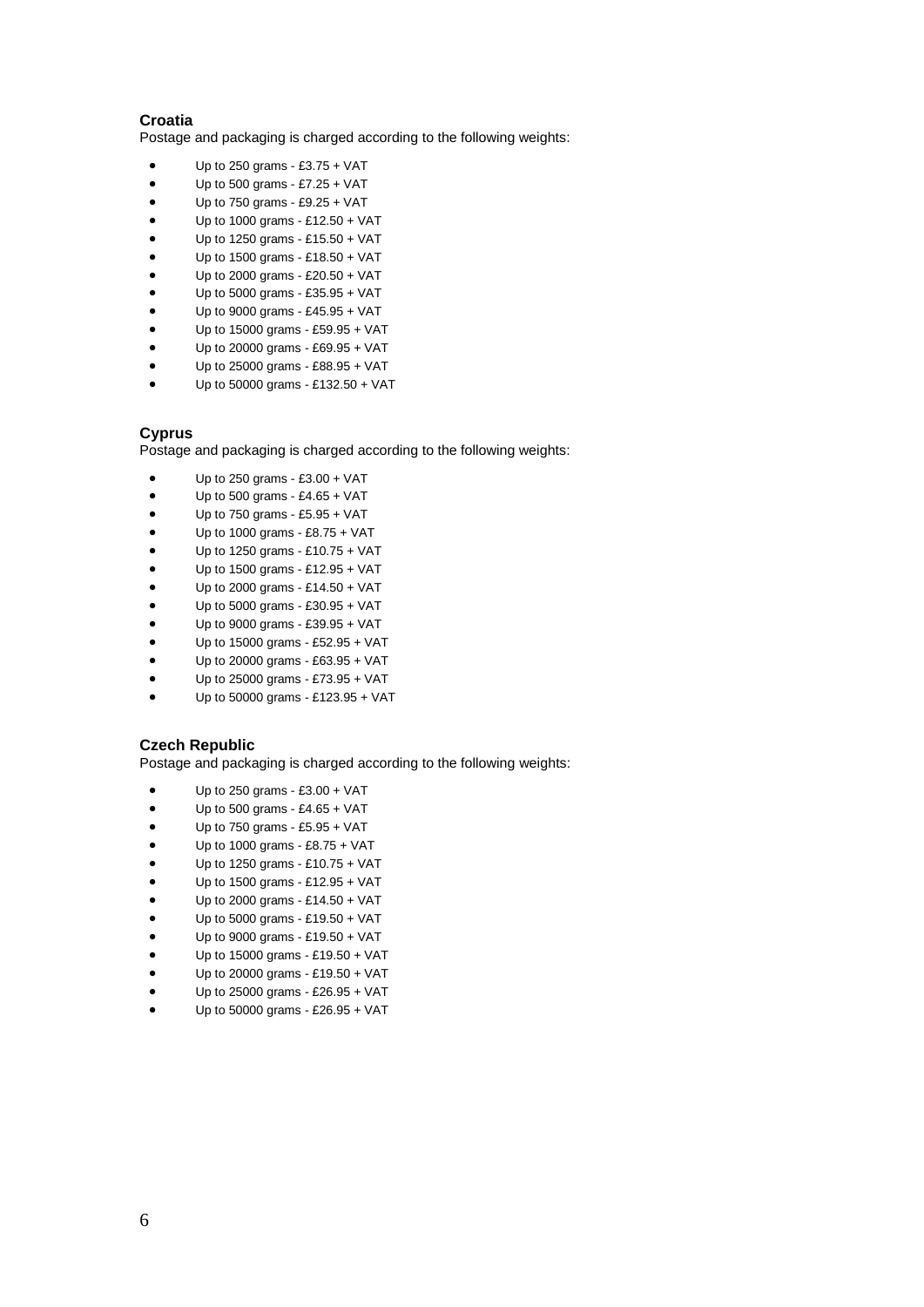**Croatia**
Postage and packaging is charged according to the following weights:

- Up to 250 grams - £3.75 + VAT
- Up to 500 grams - £7.25 + VAT
- Up to 750 grams - £9.25 + VAT
- Up to 1000 grams - £12.50 + VAT
- Up to 1250 grams - £15.50 + VAT
- Up to 1500 grams - £18.50 + VAT
- Up to 2000 grams - £20.50 + VAT
- Up to 5000 grams - £35.95 + VAT
- Up to 9000 grams - £45.95 + VAT
- Up to 15000 grams - £59.95 + VAT
- Up to 20000 grams - £69.95 + VAT
- Up to 25000 grams - £88.95 + VAT
- Up to 50000 grams - £132.50 + VAT

**Cyprus**
Postage and packaging is charged according to the following weights:

- Up to 250 grams - £3.00 + VAT
- Up to 500 grams - £4.65 + VAT
- Up to 750 grams - £5.95 + VAT
- Up to 1000 grams - £8.75 + VAT
- Up to 1250 grams - £10.75 + VAT
- Up to 1500 grams - £12.95 + VAT
- Up to 2000 grams - £14.50 + VAT
- Up to 5000 grams - £30.95 + VAT
- Up to 9000 grams - £39.95 + VAT
- Up to 15000 grams - £52.95 + VAT
- Up to 20000 grams - £63.95 + VAT
- Up to 25000 grams - £73.95 + VAT
- Up to 50000 grams - £123.95 + VAT

**Czech Republic**
Postage and packaging is charged according to the following weights:

- Up to 250 grams - £3.00 + VAT
- Up to 500 grams - £4.65 + VAT
- Up to 750 grams - £5.95 + VAT
- Up to 1000 grams - £8.75 + VAT
- Up to 1250 grams - £10.75 + VAT
- Up to 1500 grams - £12.95 + VAT
- Up to 2000 grams - £14.50 + VAT
- Up to 5000 grams - £19.50 + VAT
- Up to 9000 grams - £19.50 + VAT
- Up to 15000 grams - £19.50 + VAT
- Up to 20000 grams - £19.50 + VAT
- Up to 25000 grams - £26.95 + VAT
- Up to 50000 grams - £26.95 + VAT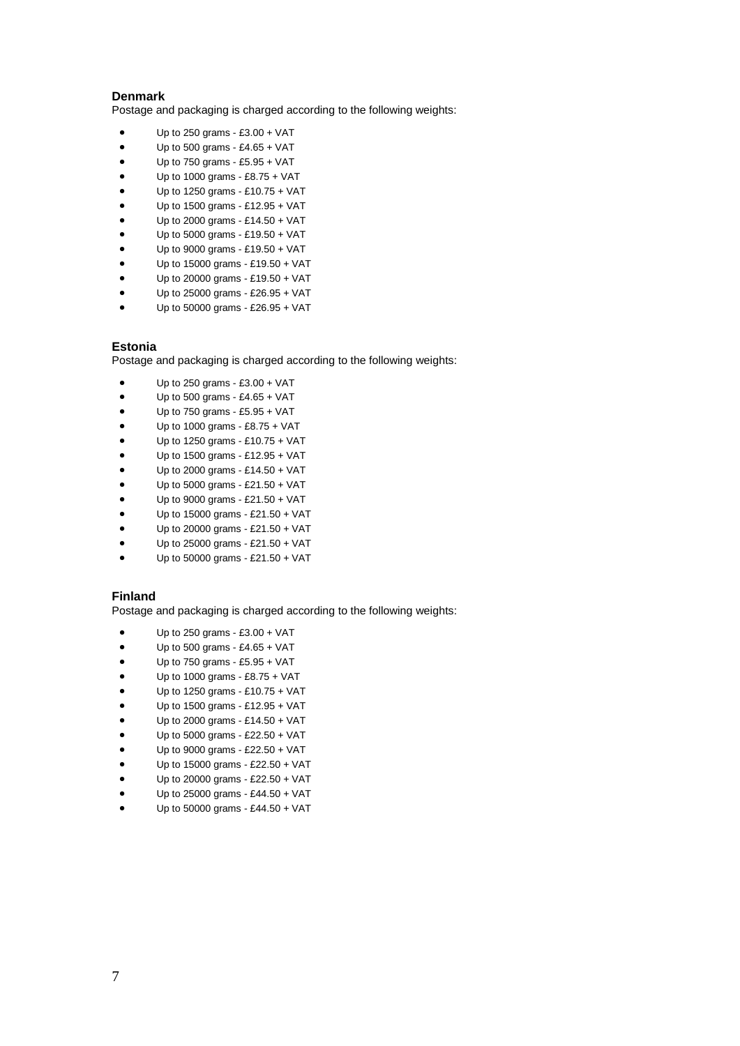**Denmark**

Postage and packaging is charged according to the following weights:

- Up to 250 grams - £3.00 + VAT
- Up to 500 grams - £4.65 + VAT
- Up to 750 grams - £5.95 + VAT
- Up to 1000 grams - £8.75 + VAT
- Up to 1250 grams - £10.75 + VAT
- Up to 1500 grams - £12.95 + VAT
- Up to 2000 grams - £14.50 + VAT
- Up to 5000 grams - £19.50 + VAT
- Up to 9000 grams - £19.50 + VAT
- Up to 15000 grams - £19.50 + VAT
- Up to 20000 grams - £19.50 + VAT
- Up to 25000 grams - £26.95 + VAT
- Up to 50000 grams - £26.95 + VAT

**Estonia**

Postage and packaging is charged according to the following weights:

- Up to 250 grams - £3.00 + VAT
- Up to 500 grams - £4.65 + VAT
- Up to 750 grams - £5.95 + VAT
- Up to 1000 grams - £8.75 + VAT
- Up to 1250 grams - £10.75 + VAT
- Up to 1500 grams - £12.95 + VAT
- Up to 2000 grams - £14.50 + VAT
- Up to 5000 grams - £21.50 + VAT
- Up to 9000 grams - £21.50 + VAT
- Up to 15000 grams - £21.50 + VAT
- Up to 20000 grams - £21.50 + VAT
- Up to 25000 grams - £21.50 + VAT
- Up to 50000 grams - £21.50 + VAT

**Finland**

Postage and packaging is charged according to the following weights:

- Up to 250 grams - £3.00 + VAT
- Up to 500 grams - £4.65 + VAT
- Up to 750 grams - £5.95 + VAT
- Up to 1000 grams - £8.75 + VAT
- Up to 1250 grams - £10.75 + VAT
- Up to 1500 grams - £12.95 + VAT
- Up to 2000 grams - £14.50 + VAT
- Up to 5000 grams - £22.50 + VAT
- Up to 9000 grams - £22.50 + VAT
- Up to 15000 grams - £22.50 + VAT
- Up to 20000 grams - £22.50 + VAT
- Up to 25000 grams - £44.50 + VAT
- Up to 50000 grams - £44.50 + VAT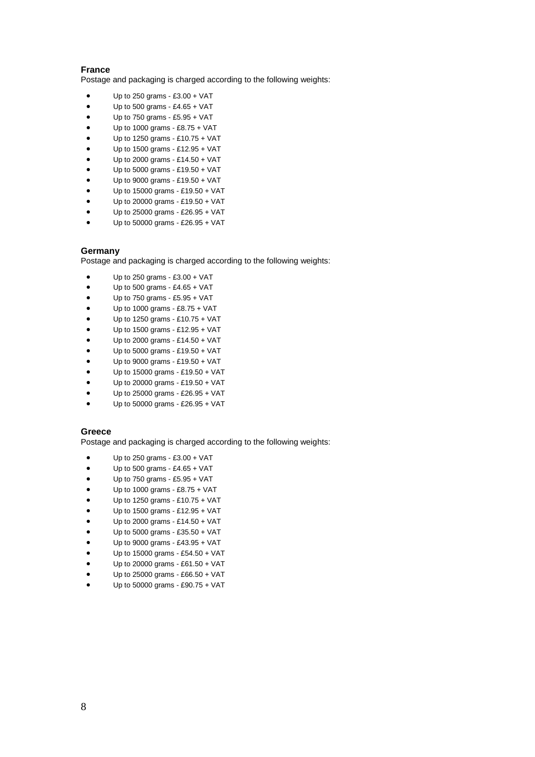**France**

Postage and packaging is charged according to the following weights:

- Up to 250 grams - £3.00 + VAT
- Up to 500 grams - £4.65 + VAT
- Up to 750 grams - £5.95 + VAT
- Up to 1000 grams - £8.75 + VAT
- Up to 1250 grams - £10.75 + VAT
- Up to 1500 grams - £12.95 + VAT
- Up to 2000 grams - £14.50 + VAT
- Up to 5000 grams - £19.50 + VAT
- Up to 9000 grams - £19.50 + VAT
- Up to 15000 grams - £19.50 + VAT
- Up to 20000 grams - £19.50 + VAT
- Up to 25000 grams - £26.95 + VAT
- Up to 50000 grams - £26.95 + VAT

**Germany**

Postage and packaging is charged according to the following weights:

- Up to 250 grams - £3.00 + VAT
- Up to 500 grams - £4.65 + VAT
- Up to 750 grams - £5.95 + VAT
- Up to 1000 grams - £8.75 + VAT
- Up to 1250 grams - £10.75 + VAT
- Up to 1500 grams - £12.95 + VAT
- Up to 2000 grams - £14.50 + VAT
- Up to 5000 grams - £19.50 + VAT
- Up to 9000 grams - £19.50 + VAT
- Up to 15000 grams - £19.50 + VAT
- Up to 20000 grams - £19.50 + VAT
- Up to 25000 grams - £26.95 + VAT
- Up to 50000 grams - £26.95 + VAT

**Greece**

Postage and packaging is charged according to the following weights:

- Up to 250 grams - £3.00 + VAT
- Up to 500 grams - £4.65 + VAT
- Up to 750 grams - £5.95 + VAT
- Up to 1000 grams - £8.75 + VAT
- Up to 1250 grams - £10.75 + VAT
- Up to 1500 grams - £12.95 + VAT
- Up to 2000 grams - £14.50 + VAT
- Up to 5000 grams - £35.50 + VAT
- Up to 9000 grams - £43.95 + VAT
- Up to 15000 grams - £54.50 + VAT
- Up to 20000 grams - £61.50 + VAT
- Up to 25000 grams - £66.50 + VAT
- Up to 50000 grams - £90.75 + VAT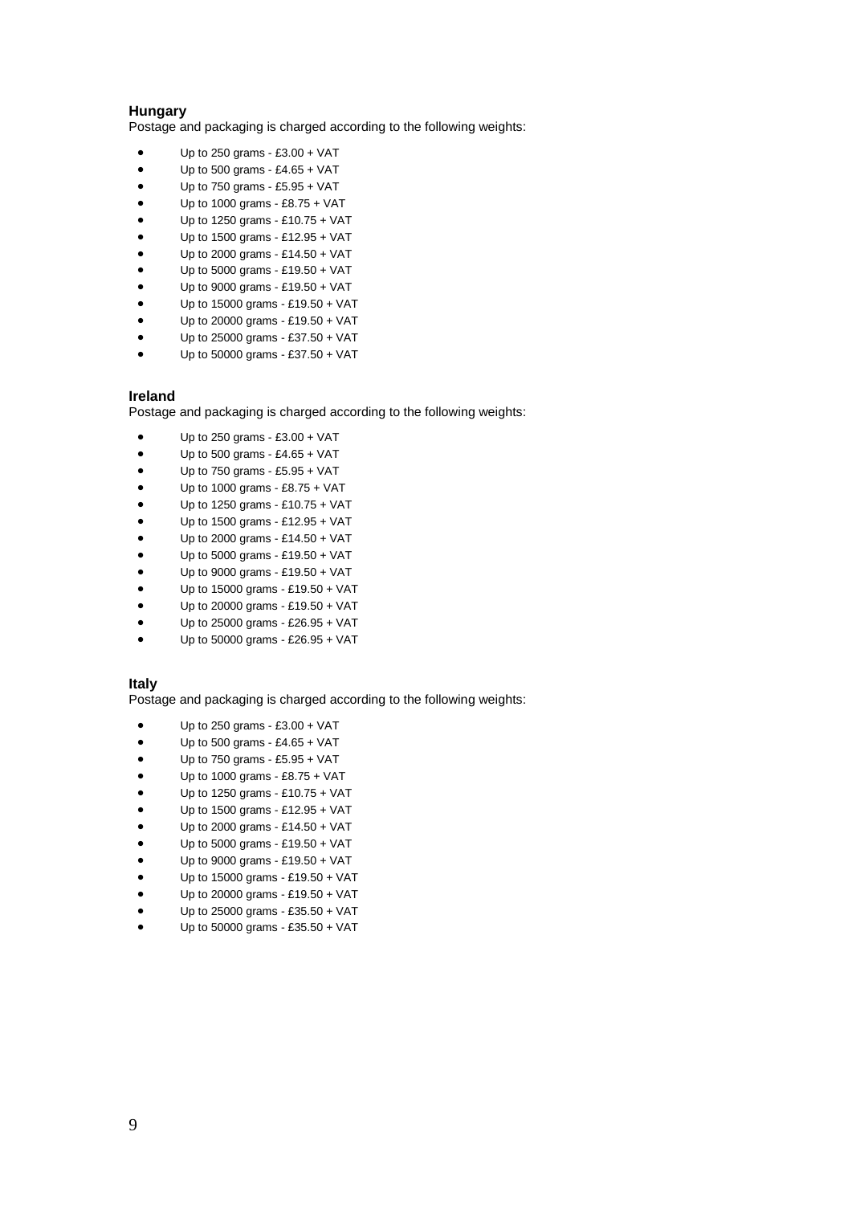**Hungary**
Postage and packaging is charged according to the following weights:

- Up to 250 grams - £3.00 + VAT
- Up to 500 grams - £4.65 + VAT
- Up to 750 grams - £5.95 + VAT
- Up to 1000 grams - £8.75 + VAT
- Up to 1250 grams - £10.75 + VAT
- Up to 1500 grams - £12.95 + VAT
- Up to 2000 grams - £14.50 + VAT
- Up to 5000 grams - £19.50 + VAT
- Up to 9000 grams - £19.50 + VAT
- Up to 15000 grams - £19.50 + VAT
- Up to 20000 grams - £19.50 + VAT
- Up to 25000 grams - £37.50 + VAT
- Up to 50000 grams - £37.50 + VAT

**Ireland**
Postage and packaging is charged according to the following weights:

- Up to 250 grams - £3.00 + VAT
- Up to 500 grams - £4.65 + VAT
- Up to 750 grams - £5.95 + VAT
- Up to 1000 grams - £8.75 + VAT
- Up to 1250 grams - £10.75 + VAT
- Up to 1500 grams - £12.95 + VAT
- Up to 2000 grams - £14.50 + VAT
- Up to 5000 grams - £19.50 + VAT
- Up to 9000 grams - £19.50 + VAT
- Up to 15000 grams - £19.50 + VAT
- Up to 20000 grams - £19.50 + VAT
- Up to 25000 grams - £26.95 + VAT
- Up to 50000 grams - £26.95 + VAT

**Italy**
Postage and packaging is charged according to the following weights:

- Up to 250 grams - £3.00 + VAT
- Up to 500 grams - £4.65 + VAT
- Up to 750 grams - £5.95 + VAT
- Up to 1000 grams - £8.75 + VAT
- Up to 1250 grams - £10.75 + VAT
- Up to 1500 grams - £12.95 + VAT
- Up to 2000 grams - £14.50 + VAT
- Up to 5000 grams - £19.50 + VAT
- Up to 9000 grams - £19.50 + VAT
- Up to 15000 grams - £19.50 + VAT
- Up to 20000 grams - £19.50 + VAT
- Up to 25000 grams - £35.50 + VAT
- Up to 50000 grams - £35.50 + VAT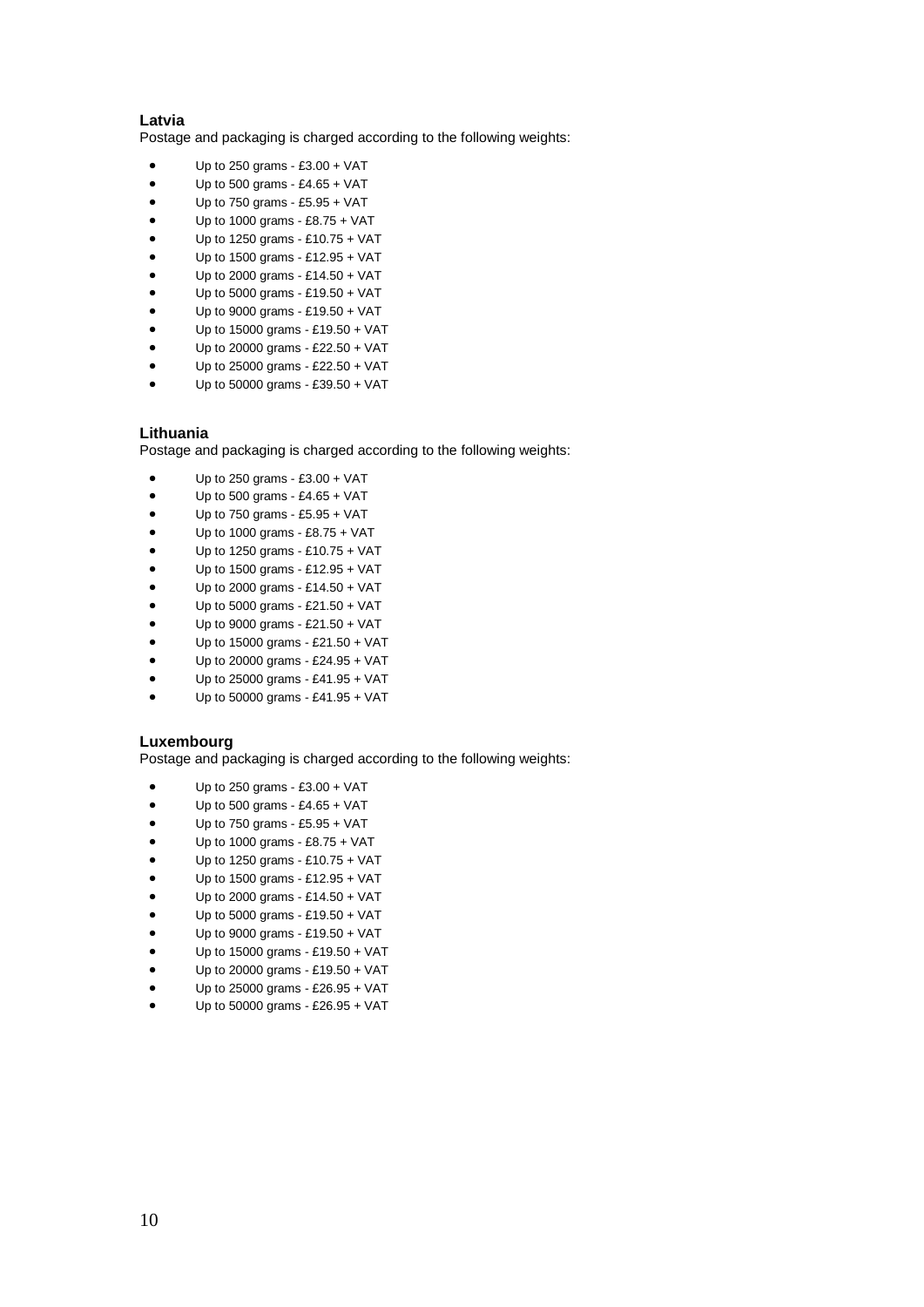**Latvia**
Postage and packaging is charged according to the following weights:

- Up to 250 grams - £3.00 + VAT
- Up to 500 grams - £4.65 + VAT
- Up to 750 grams - £5.95 + VAT
- Up to 1000 grams - £8.75 + VAT
- Up to 1250 grams - £10.75 + VAT
- Up to 1500 grams - £12.95 + VAT
- Up to 2000 grams - £14.50 + VAT
- Up to 5000 grams - £19.50 + VAT
- Up to 9000 grams - £19.50 + VAT
- Up to 15000 grams - £19.50 + VAT
- Up to 20000 grams - £22.50 + VAT
- Up to 25000 grams - £22.50 + VAT
- Up to 50000 grams - £39.50 + VAT

**Lithuania**
Postage and packaging is charged according to the following weights:

- Up to 250 grams - £3.00 + VAT
- Up to 500 grams - £4.65 + VAT
- Up to 750 grams - £5.95 + VAT
- Up to 1000 grams - £8.75 + VAT
- Up to 1250 grams - £10.75 + VAT
- Up to 1500 grams - £12.95 + VAT
- Up to 2000 grams - £14.50 + VAT
- Up to 5000 grams - £21.50 + VAT
- Up to 9000 grams - £21.50 + VAT
- Up to 15000 grams - £21.50 + VAT
- Up to 20000 grams - £24.95 + VAT
- Up to 25000 grams - £41.95 + VAT
- Up to 50000 grams - £41.95 + VAT

**Luxembourg**
Postage and packaging is charged according to the following weights:

- Up to 250 grams - £3.00 + VAT
- Up to 500 grams - £4.65 + VAT
- Up to 750 grams - £5.95 + VAT
- Up to 1000 grams - £8.75 + VAT
- Up to 1250 grams - £10.75 + VAT
- Up to 1500 grams - £12.95 + VAT
- Up to 2000 grams - £14.50 + VAT
- Up to 5000 grams - £19.50 + VAT
- Up to 9000 grams - £19.50 + VAT
- Up to 15000 grams - £19.50 + VAT
- Up to 20000 grams - £19.50 + VAT
- Up to 25000 grams - £26.95 + VAT
- Up to 50000 grams - £26.95 + VAT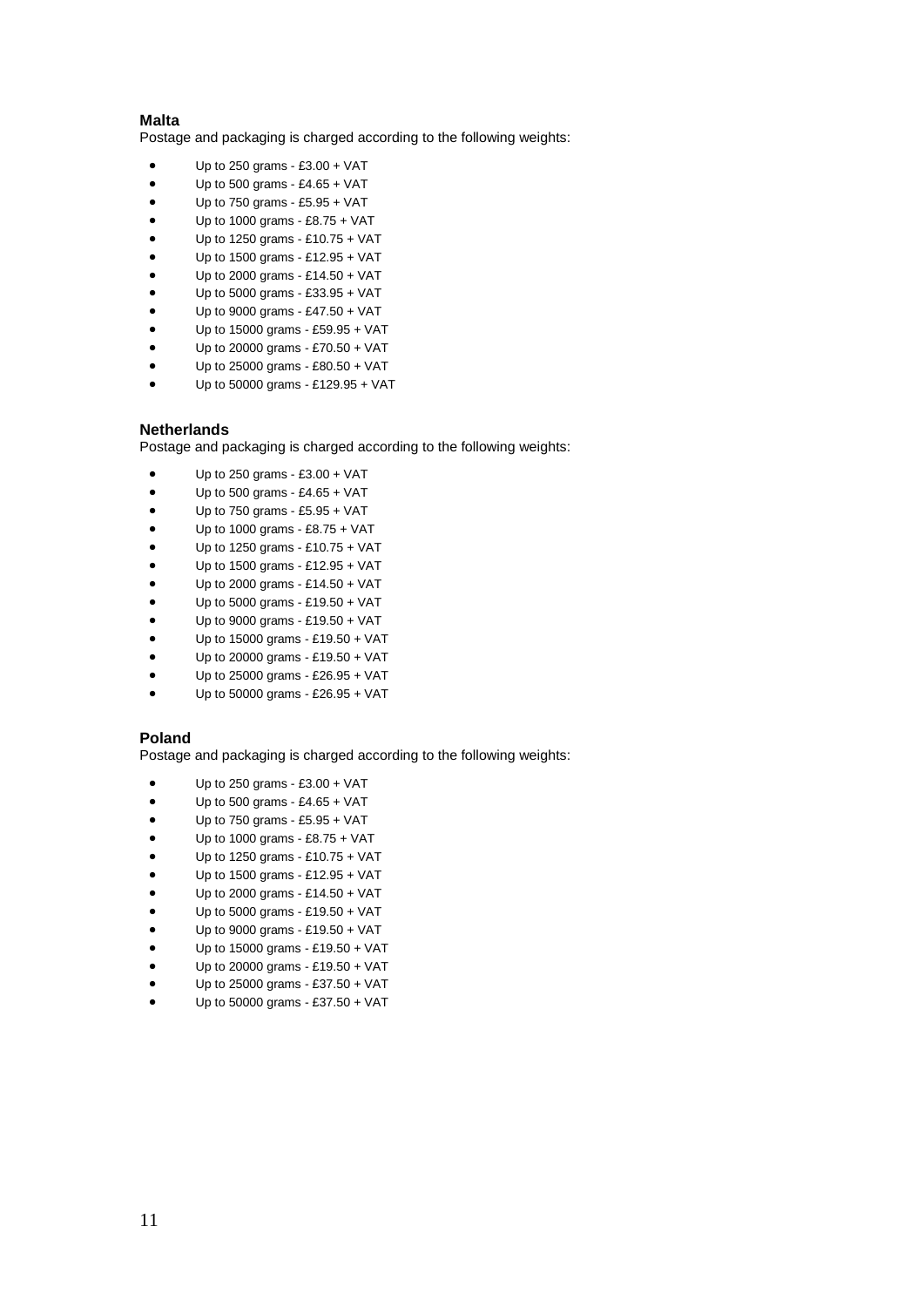**Malta**
Postage and packaging is charged according to the following weights:

- Up to 250 grams - £3.00 + VAT
- Up to 500 grams - £4.65 + VAT
- Up to 750 grams - £5.95 + VAT
- Up to 1000 grams - £8.75 + VAT
- Up to 1250 grams - £10.75 + VAT
- Up to 1500 grams - £12.95 + VAT
- Up to 2000 grams - £14.50 + VAT
- Up to 5000 grams - £33.95 + VAT
- Up to 9000 grams - £47.50 + VAT
- Up to 15000 grams - £59.95 + VAT
- Up to 20000 grams - £70.50 + VAT
- Up to 25000 grams - £80.50 + VAT
- Up to 50000 grams - £129.95 + VAT

**Netherlands**
Postage and packaging is charged according to the following weights:

- Up to 250 grams - £3.00 + VAT
- Up to 500 grams - £4.65 + VAT
- Up to 750 grams - £5.95 + VAT
- Up to 1000 grams - £8.75 + VAT
- Up to 1250 grams - £10.75 + VAT
- Up to 1500 grams - £12.95 + VAT
- Up to 2000 grams - £14.50 + VAT
- Up to 5000 grams - £19.50 + VAT
- Up to 9000 grams - £19.50 + VAT
- Up to 15000 grams - £19.50 + VAT
- Up to 20000 grams - £19.50 + VAT
- Up to 25000 grams - £26.95 + VAT
- Up to 50000 grams - £26.95 + VAT

**Poland**
Postage and packaging is charged according to the following weights:

- Up to 250 grams - £3.00 + VAT
- Up to 500 grams - £4.65 + VAT
- Up to 750 grams - £5.95 + VAT
- Up to 1000 grams - £8.75 + VAT
- Up to 1250 grams - £10.75 + VAT
- Up to 1500 grams - £12.95 + VAT
- Up to 2000 grams - £14.50 + VAT
- Up to 5000 grams - £19.50 + VAT
- Up to 9000 grams - £19.50 + VAT
- Up to 15000 grams - £19.50 + VAT
- Up to 20000 grams - £19.50 + VAT
- Up to 25000 grams - £37.50 + VAT
- Up to 50000 grams - £37.50 + VAT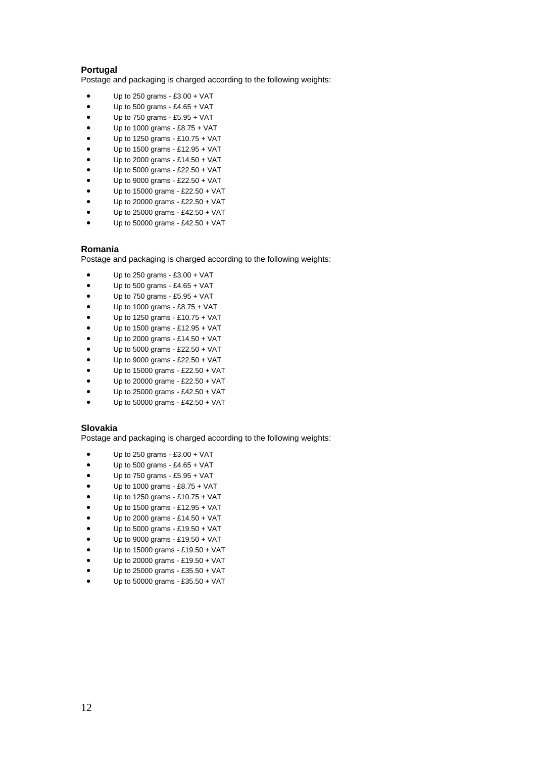**Portugal**

Postage and packaging is charged according to the following weights:

- Up to 250 grams - £3.00 + VAT
- Up to 500 grams - £4.65 + VAT
- Up to 750 grams - £5.95 + VAT
- Up to 1000 grams - £8.75 + VAT
- Up to 1250 grams - £10.75 + VAT
- Up to 1500 grams - £12.95 + VAT
- Up to 2000 grams - £14.50 + VAT
- Up to 5000 grams - £22.50 + VAT
- Up to 9000 grams - £22.50 + VAT
- Up to 15000 grams - £22.50 + VAT
- Up to 20000 grams - £22.50 + VAT
- Up to 25000 grams - £42.50 + VAT
- Up to 50000 grams - £42.50 + VAT

**Romania**

Postage and packaging is charged according to the following weights:

- Up to 250 grams - £3.00 + VAT
- Up to 500 grams - £4.65 + VAT
- Up to 750 grams - £5.95 + VAT
- Up to 1000 grams - £8.75 + VAT
- Up to 1250 grams - £10.75 + VAT
- Up to 1500 grams - £12.95 + VAT
- Up to 2000 grams - £14.50 + VAT
- Up to 5000 grams - £22.50 + VAT
- Up to 9000 grams - £22.50 + VAT
- Up to 15000 grams - £22.50 + VAT
- Up to 20000 grams - £22.50 + VAT
- Up to 25000 grams - £42.50 + VAT
- Up to 50000 grams - £42.50 + VAT

**Slovakia**

Postage and packaging is charged according to the following weights:

- Up to 250 grams - £3.00 + VAT
- Up to 500 grams - £4.65 + VAT
- Up to 750 grams - £5.95 + VAT
- Up to 1000 grams - £8.75 + VAT
- Up to 1250 grams - £10.75 + VAT
- Up to 1500 grams - £12.95 + VAT
- Up to 2000 grams - £14.50 + VAT
- Up to 5000 grams - £19.50 + VAT
- Up to 9000 grams - £19.50 + VAT
- Up to 15000 grams - £19.50 + VAT
- Up to 20000 grams - £19.50 + VAT
- Up to 25000 grams - £35.50 + VAT
- Up to 50000 grams - £35.50 + VAT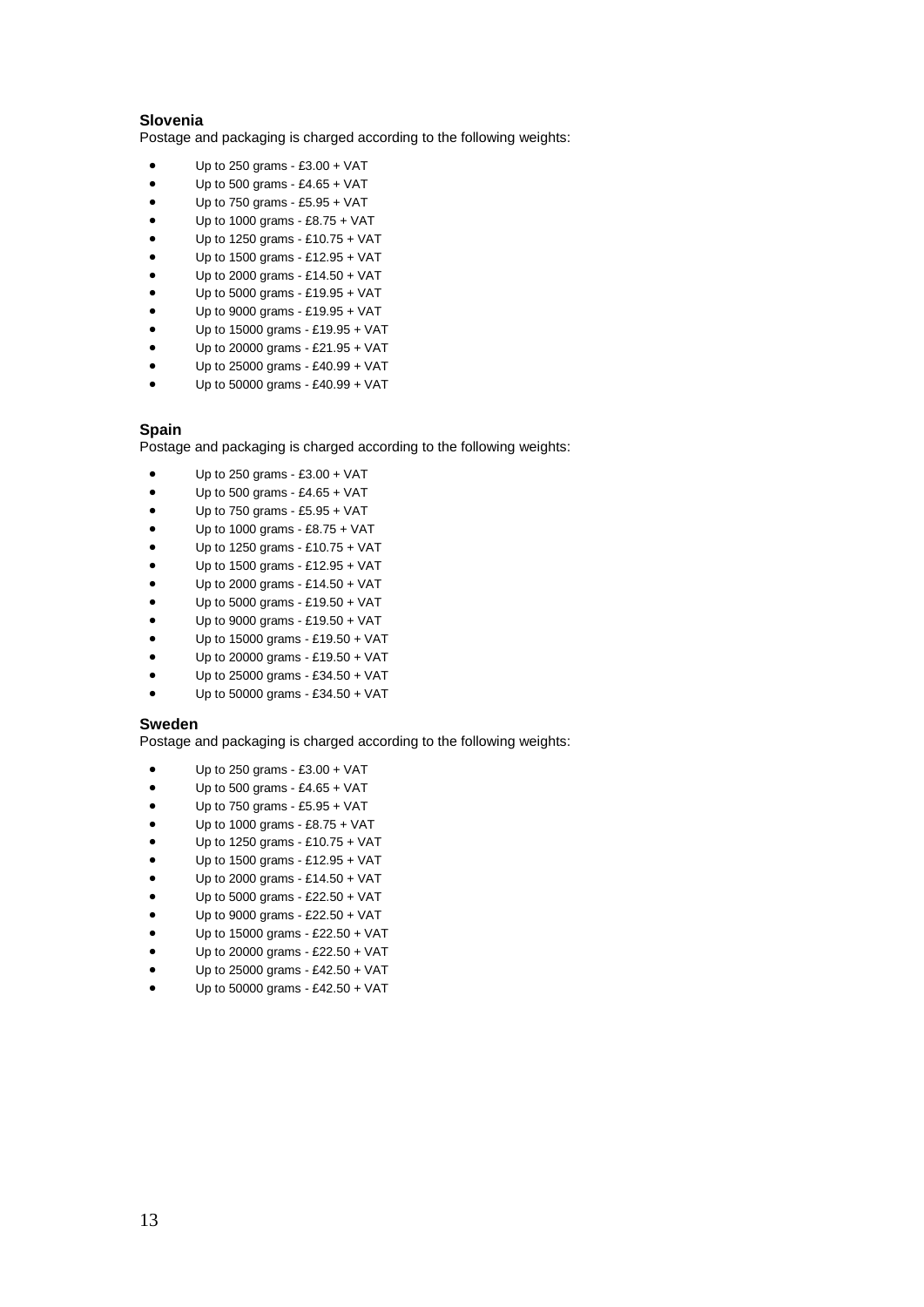**Slovenia**

Postage and packaging is charged according to the following weights:

- Up to 250 grams - £3.00 + VAT
- Up to 500 grams - £4.65 + VAT
- Up to 750 grams - £5.95 + VAT
- Up to 1000 grams - £8.75 + VAT
- Up to 1250 grams - £10.75 + VAT
- Up to 1500 grams - £12.95 + VAT
- Up to 2000 grams - £14.50 + VAT
- Up to 5000 grams - £19.95 + VAT
- Up to 9000 grams - £19.95 + VAT
- Up to 15000 grams - £19.95 + VAT
- Up to 20000 grams - £21.95 + VAT
- Up to 25000 grams - £40.99 + VAT
- Up to 50000 grams - £40.99 + VAT

**Spain**

Postage and packaging is charged according to the following weights:

- Up to 250 grams - £3.00 + VAT
- Up to 500 grams - £4.65 + VAT
- Up to 750 grams - £5.95 + VAT
- Up to 1000 grams - £8.75 + VAT
- Up to 1250 grams - £10.75 + VAT
- Up to 1500 grams - £12.95 + VAT
- Up to 2000 grams - £14.50 + VAT
- Up to 5000 grams - £19.50 + VAT
- Up to 9000 grams - £19.50 + VAT
- Up to 15000 grams - £19.50 + VAT
- Up to 20000 grams - £19.50 + VAT
- Up to 25000 grams - £34.50 + VAT
- Up to 50000 grams - £34.50 + VAT

**Sweden**

Postage and packaging is charged according to the following weights:

- Up to 250 grams - £3.00 + VAT
- Up to 500 grams - £4.65 + VAT
- Up to 750 grams - £5.95 + VAT
- Up to 1000 grams - £8.75 + VAT
- Up to 1250 grams - £10.75 + VAT
- Up to 1500 grams - £12.95 + VAT
- Up to 2000 grams - £14.50 + VAT
- Up to 5000 grams - £22.50 + VAT
- Up to 9000 grams - £22.50 + VAT
- Up to 15000 grams - £22.50 + VAT
- Up to 20000 grams - £22.50 + VAT
- Up to 25000 grams - £42.50 + VAT
- Up to 50000 grams - £42.50 + VAT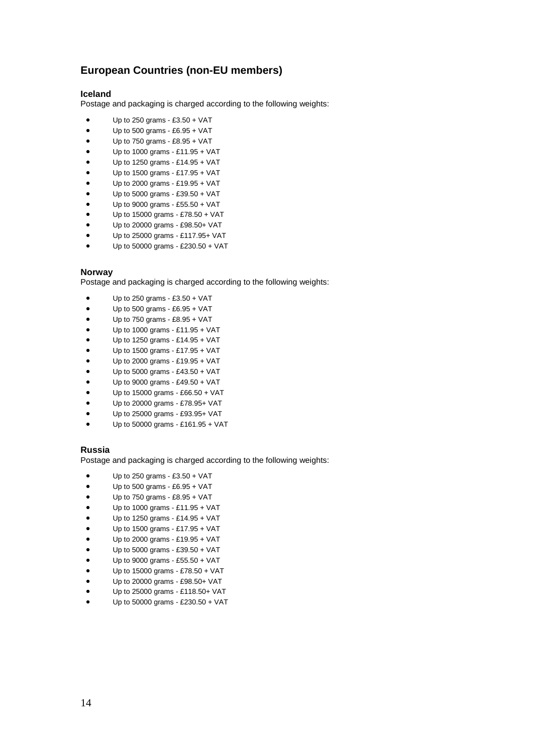## European Countries (non-EU members)

### Iceland

Postage and packaging is charged according to the following weights:

- Up to 250 grams - £3.50 + VAT
- Up to 500 grams - £6.95 + VAT
- Up to 750 grams - £8.95 + VAT
- Up to 1000 grams - £11.95 + VAT
- Up to 1250 grams - £14.95 + VAT
- Up to 1500 grams - £17.95 + VAT
- Up to 2000 grams - £19.95 + VAT
- Up to 5000 grams - £39.50 + VAT
- Up to 9000 grams - £55.50 + VAT
- Up to 15000 grams - £78.50 + VAT
- Up to 20000 grams - £98.50+ VAT
- Up to 25000 grams - £117.95+ VAT
- Up to 50000 grams - £230.50 + VAT

### Norway

Postage and packaging is charged according to the following weights:

- Up to 250 grams - £3.50 + VAT
- Up to 500 grams - £6.95 + VAT
- Up to 750 grams - £8.95 + VAT
- Up to 1000 grams - £11.95 + VAT
- Up to 1250 grams - £14.95 + VAT
- Up to 1500 grams - £17.95 + VAT
- Up to 2000 grams - £19.95 + VAT
- Up to 5000 grams - £43.50 + VAT
- Up to 9000 grams - £49.50 + VAT
- Up to 15000 grams - £66.50 + VAT
- Up to 20000 grams - £78.95+ VAT
- Up to 25000 grams - £93.95+ VAT
- Up to 50000 grams - £161.95 + VAT

### Russia

Postage and packaging is charged according to the following weights:

- Up to 250 grams - £3.50 + VAT
- Up to 500 grams - £6.95 + VAT
- Up to 750 grams - £8.95 + VAT
- Up to 1000 grams - £11.95 + VAT
- Up to 1250 grams - £14.95 + VAT
- Up to 1500 grams - £17.95 + VAT
- Up to 2000 grams - £19.95 + VAT
- Up to 5000 grams - £39.50 + VAT
- Up to 9000 grams - £55.50 + VAT
- Up to 15000 grams - £78.50 + VAT
- Up to 20000 grams - £98.50+ VAT
- Up to 25000 grams - £118.50+ VAT
- Up to 50000 grams - £230.50 + VAT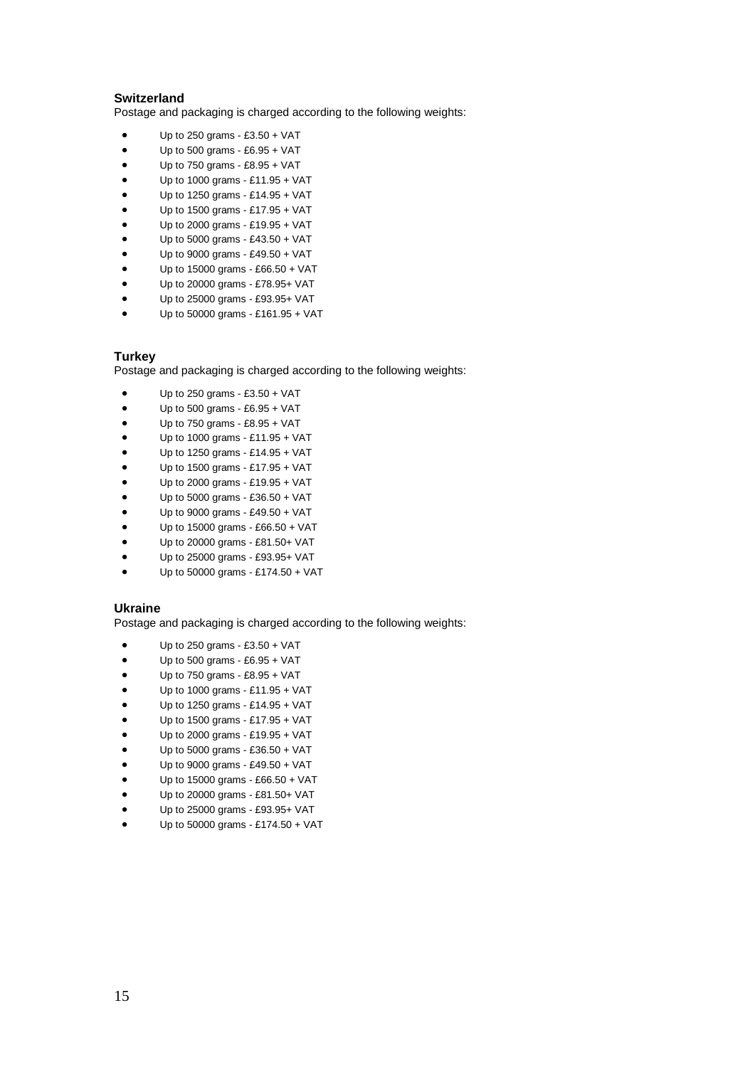**Switzerland**

Postage and packaging is charged according to the following weights:

- Up to 250 grams - £3.50 + VAT
- Up to 500 grams - £6.95 + VAT
- Up to 750 grams - £8.95 + VAT
- Up to 1000 grams - £11.95 + VAT
- Up to 1250 grams - £14.95 + VAT
- Up to 1500 grams - £17.95 + VAT
- Up to 2000 grams - £19.95 + VAT
- Up to 5000 grams - £43.50 + VAT
- Up to 9000 grams - £49.50 + VAT
- Up to 15000 grams - £66.50 + VAT
- Up to 20000 grams - £78.95+ VAT
- Up to 25000 grams - £93.95+ VAT
- Up to 50000 grams - £161.95 + VAT

**Turkey**

Postage and packaging is charged according to the following weights:

- Up to 250 grams - £3.50 + VAT
- Up to 500 grams - £6.95 + VAT
- Up to 750 grams - £8.95 + VAT
- Up to 1000 grams - £11.95 + VAT
- Up to 1250 grams - £14.95 + VAT
- Up to 1500 grams - £17.95 + VAT
- Up to 2000 grams - £19.95 + VAT
- Up to 5000 grams - £36.50 + VAT
- Up to 9000 grams - £49.50 + VAT
- Up to 15000 grams - £66.50 + VAT
- Up to 20000 grams - £81.50+ VAT
- Up to 25000 grams - £93.95+ VAT
- Up to 50000 grams - £174.50 + VAT

**Ukraine**

Postage and packaging is charged according to the following weights:

- Up to 250 grams - £3.50 + VAT
- Up to 500 grams - £6.95 + VAT
- Up to 750 grams - £8.95 + VAT
- Up to 1000 grams - £11.95 + VAT
- Up to 1250 grams - £14.95 + VAT
- Up to 1500 grams - £17.95 + VAT
- Up to 2000 grams - £19.95 + VAT
- Up to 5000 grams - £36.50 + VAT
- Up to 9000 grams - £49.50 + VAT
- Up to 15000 grams - £66.50 + VAT
- Up to 20000 grams - £81.50+ VAT
- Up to 25000 grams - £93.95+ VAT
- Up to 50000 grams - £174.50 + VAT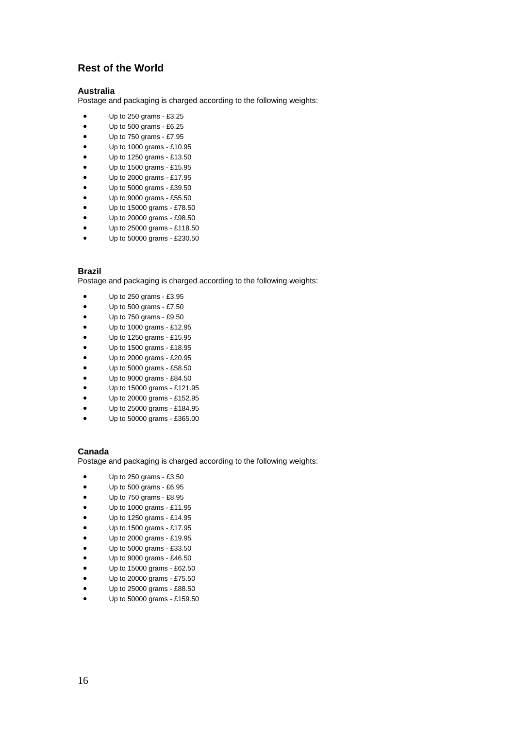## Rest of the World

### Australia

Postage and packaging is charged according to the following weights:

- Up to 250 grams - £3.25
- Up to 500 grams - £6.25
- Up to 750 grams - £7.95
- Up to 1000 grams - £10.95
- Up to 1250 grams - £13.50
- Up to 1500 grams - £15.95
- Up to 2000 grams - £17.95
- Up to 5000 grams - £39.50
- Up to 9000 grams - £55.50
- Up to 15000 grams - £78.50
- Up to 20000 grams - £98.50
- Up to 25000 grams - £118.50
- Up to 50000 grams - £230.50

### Brazil

Postage and packaging is charged according to the following weights:

- Up to 250 grams - £3.95
- Up to 500 grams - £7.50
- Up to 750 grams - £9.50
- Up to 1000 grams - £12.95
- Up to 1250 grams - £15.95
- Up to 1500 grams - £18.95
- Up to 2000 grams - £20.95
- Up to 5000 grams - £58.50
- Up to 9000 grams - £84.50
- Up to 15000 grams - £121.95
- Up to 20000 grams - £152.95
- Up to 25000 grams - £184.95
- Up to 50000 grams - £365.00

### Canada

Postage and packaging is charged according to the following weights:

- Up to 250 grams - £3.50
- Up to 500 grams - £6.95
- Up to 750 grams - £8.95
- Up to 1000 grams - £11.95
- Up to 1250 grams - £14.95
- Up to 1500 grams - £17.95
- Up to 2000 grams - £19.95
- Up to 5000 grams - £33.50
- Up to 9000 grams - £46.50
- Up to 15000 grams - £62.50
- Up to 20000 grams - £75.50
- Up to 25000 grams - £88.50
- Up to 50000 grams - £159.50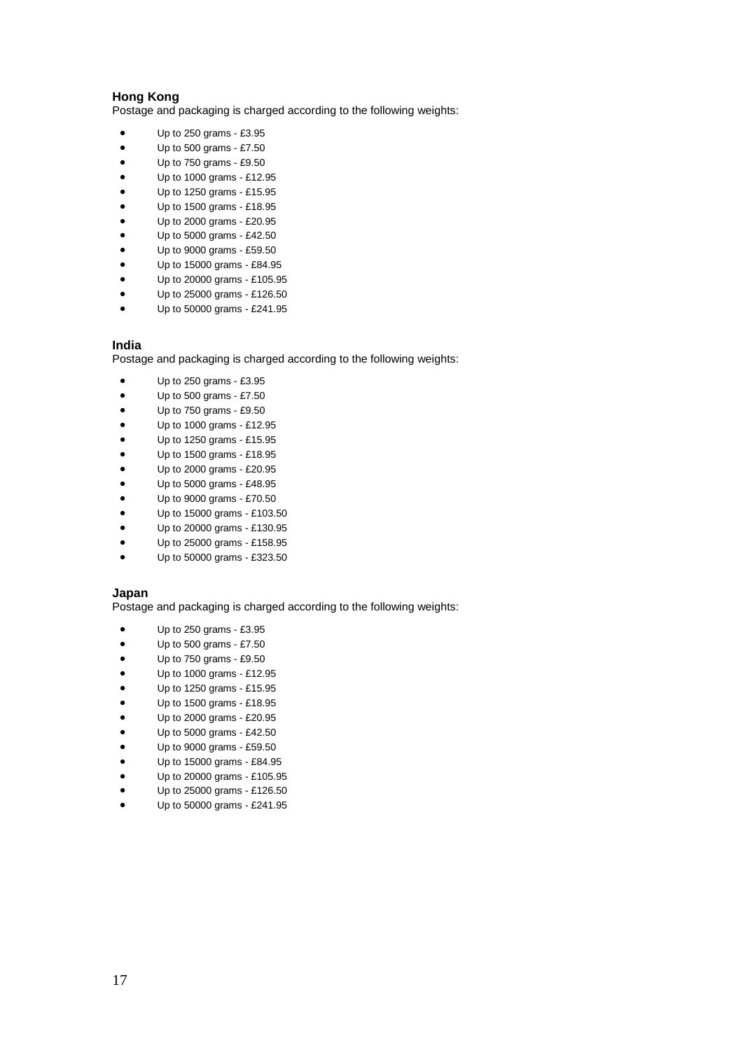### Hong Kong

Postage and packaging is charged according to the following weights:

- Up to 250 grams - £3.95
- Up to 500 grams - £7.50
- Up to 750 grams - £9.50
- Up to 1000 grams - £12.95
- Up to 1250 grams - £15.95
- Up to 1500 grams - £18.95
- Up to 2000 grams - £20.95
- Up to 5000 grams - £42.50
- Up to 9000 grams - £59.50
- Up to 15000 grams - £84.95
- Up to 20000 grams - £105.95
- Up to 25000 grams - £126.50
- Up to 50000 grams - £241.95

### India

Postage and packaging is charged according to the following weights:

- Up to 250 grams - £3.95
- Up to 500 grams - £7.50
- Up to 750 grams - £9.50
- Up to 1000 grams - £12.95
- Up to 1250 grams - £15.95
- Up to 1500 grams - £18.95
- Up to 2000 grams - £20.95
- Up to 5000 grams - £48.95
- Up to 9000 grams - £70.50
- Up to 15000 grams - £103.50
- Up to 20000 grams - £130.95
- Up to 25000 grams - £158.95
- Up to 50000 grams - £323.50

### Japan

Postage and packaging is charged according to the following weights:

- Up to 250 grams - £3.95
- Up to 500 grams - £7.50
- Up to 750 grams - £9.50
- Up to 1000 grams - £12.95
- Up to 1250 grams - £15.95
- Up to 1500 grams - £18.95
- Up to 2000 grams - £20.95
- Up to 5000 grams - £42.50
- Up to 9000 grams - £59.50
- Up to 15000 grams - £84.95
- Up to 20000 grams - £105.95
- Up to 25000 grams - £126.50
- Up to 50000 grams - £241.95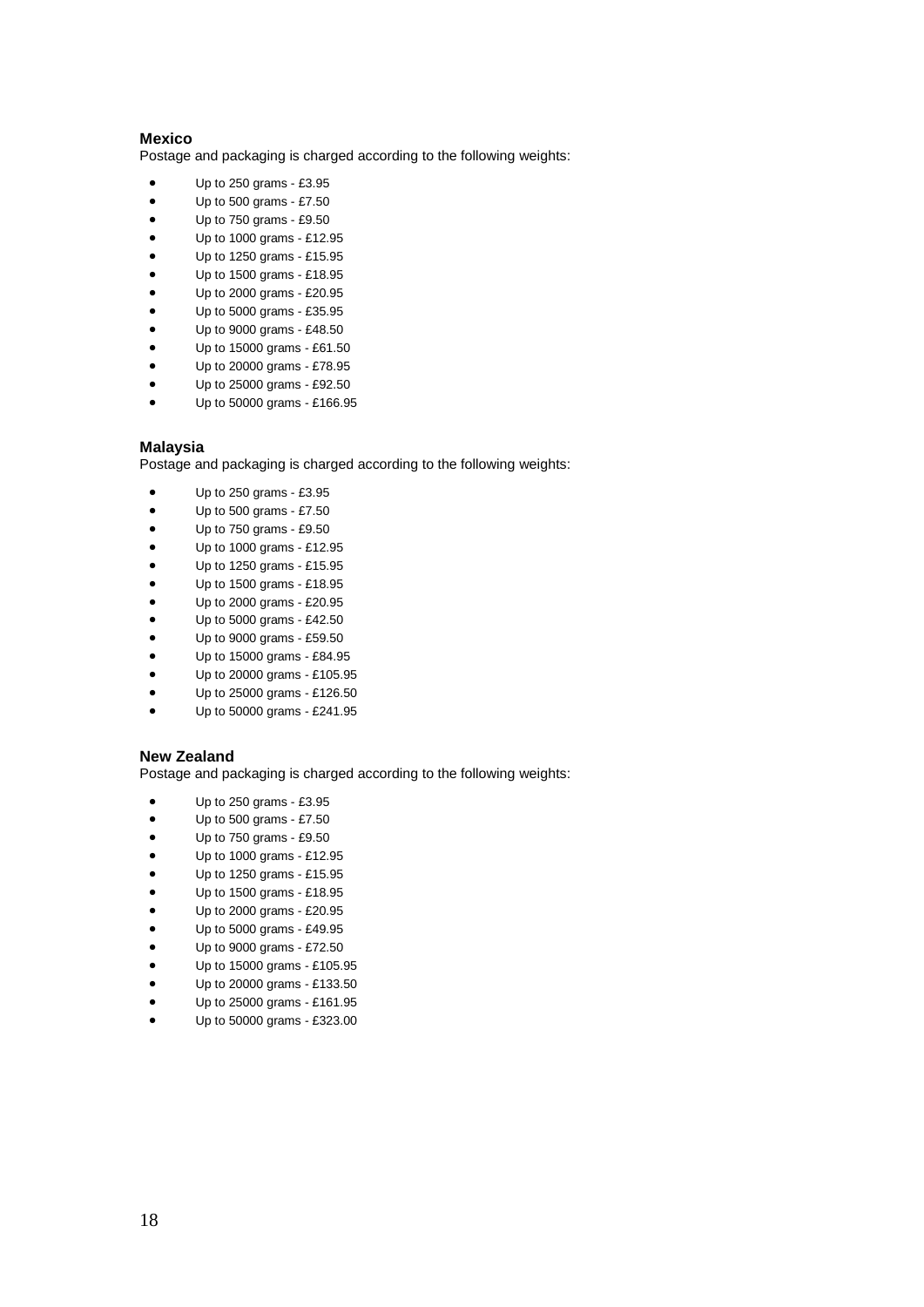### Mexico

Postage and packaging is charged according to the following weights:

- Up to 250 grams - £3.95
- Up to 500 grams - £7.50
- Up to 750 grams - £9.50
- Up to 1000 grams - £12.95
- Up to 1250 grams - £15.95
- Up to 1500 grams - £18.95
- Up to 2000 grams - £20.95
- Up to 5000 grams - £35.95
- Up to 9000 grams - £48.50
- Up to 15000 grams - £61.50
- Up to 20000 grams - £78.95
- Up to 25000 grams - £92.50
- Up to 50000 grams - £166.95

### Malaysia

Postage and packaging is charged according to the following weights:

- Up to 250 grams - £3.95
- Up to 500 grams - £7.50
- Up to 750 grams - £9.50
- Up to 1000 grams - £12.95
- Up to 1250 grams - £15.95
- Up to 1500 grams - £18.95
- Up to 2000 grams - £20.95
- Up to 5000 grams - £42.50
- Up to 9000 grams - £59.50
- Up to 15000 grams - £84.95
- Up to 20000 grams - £105.95
- Up to 25000 grams - £126.50
- Up to 50000 grams - £241.95

### New Zealand

Postage and packaging is charged according to the following weights:

- Up to 250 grams - £3.95
- Up to 500 grams - £7.50
- Up to 750 grams - £9.50
- Up to 1000 grams - £12.95
- Up to 1250 grams - £15.95
- Up to 1500 grams - £18.95
- Up to 2000 grams - £20.95
- Up to 5000 grams - £49.95
- Up to 9000 grams - £72.50
- Up to 15000 grams - £105.95
- Up to 20000 grams - £133.50
- Up to 25000 grams - £161.95
- Up to 50000 grams - £323.00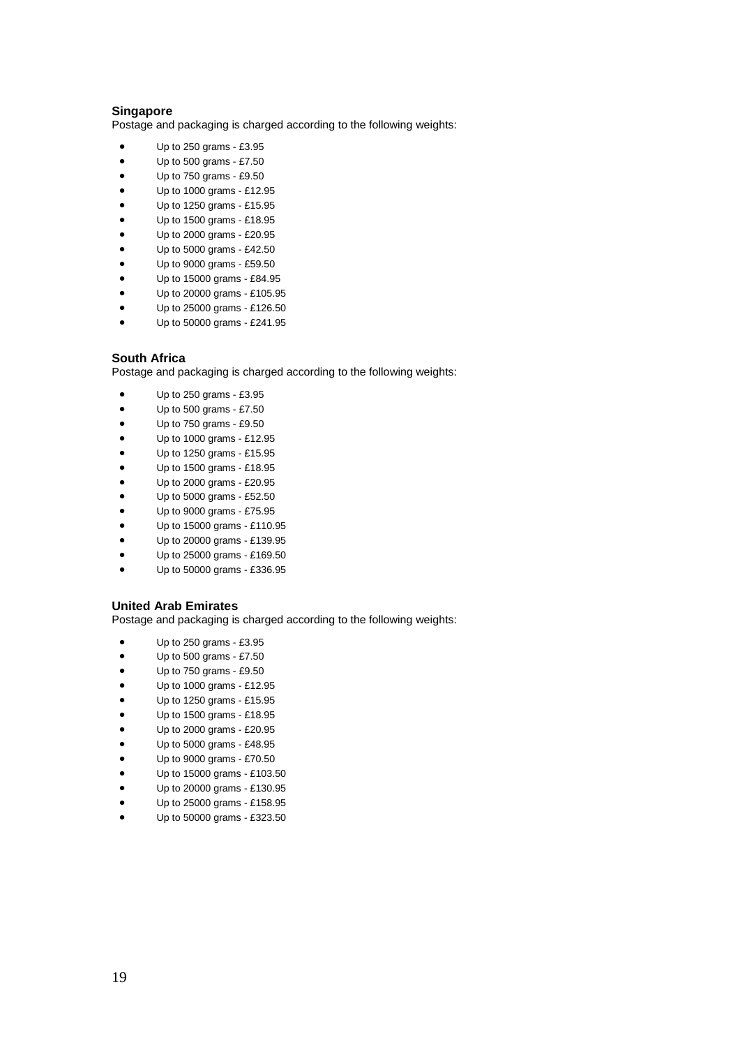**Singapore**
Postage and packaging is charged according to the following weights:

- Up to 250 grams - £3.95
- Up to 500 grams - £7.50
- Up to 750 grams - £9.50
- Up to 1000 grams - £12.95
- Up to 1250 grams - £15.95
- Up to 1500 grams - £18.95
- Up to 2000 grams - £20.95
- Up to 5000 grams - £42.50
- Up to 9000 grams - £59.50
- Up to 15000 grams - £84.95
- Up to 20000 grams - £105.95
- Up to 25000 grams - £126.50
- Up to 50000 grams - £241.95

**South Africa**
Postage and packaging is charged according to the following weights:

- Up to 250 grams - £3.95
- Up to 500 grams - £7.50
- Up to 750 grams - £9.50
- Up to 1000 grams - £12.95
- Up to 1250 grams - £15.95
- Up to 1500 grams - £18.95
- Up to 2000 grams - £20.95
- Up to 5000 grams - £52.50
- Up to 9000 grams - £75.95
- Up to 15000 grams - £110.95
- Up to 20000 grams - £139.95
- Up to 25000 grams - £169.50
- Up to 50000 grams - £336.95

**United Arab Emirates**
Postage and packaging is charged according to the following weights:

- Up to 250 grams - £3.95
- Up to 500 grams - £7.50
- Up to 750 grams - £9.50
- Up to 1000 grams - £12.95
- Up to 1250 grams - £15.95
- Up to 1500 grams - £18.95
- Up to 2000 grams - £20.95
- Up to 5000 grams - £48.95
- Up to 9000 grams - £70.50
- Up to 15000 grams - £103.50
- Up to 20000 grams - £130.95
- Up to 25000 grams - £158.95
- Up to 50000 grams - £323.50